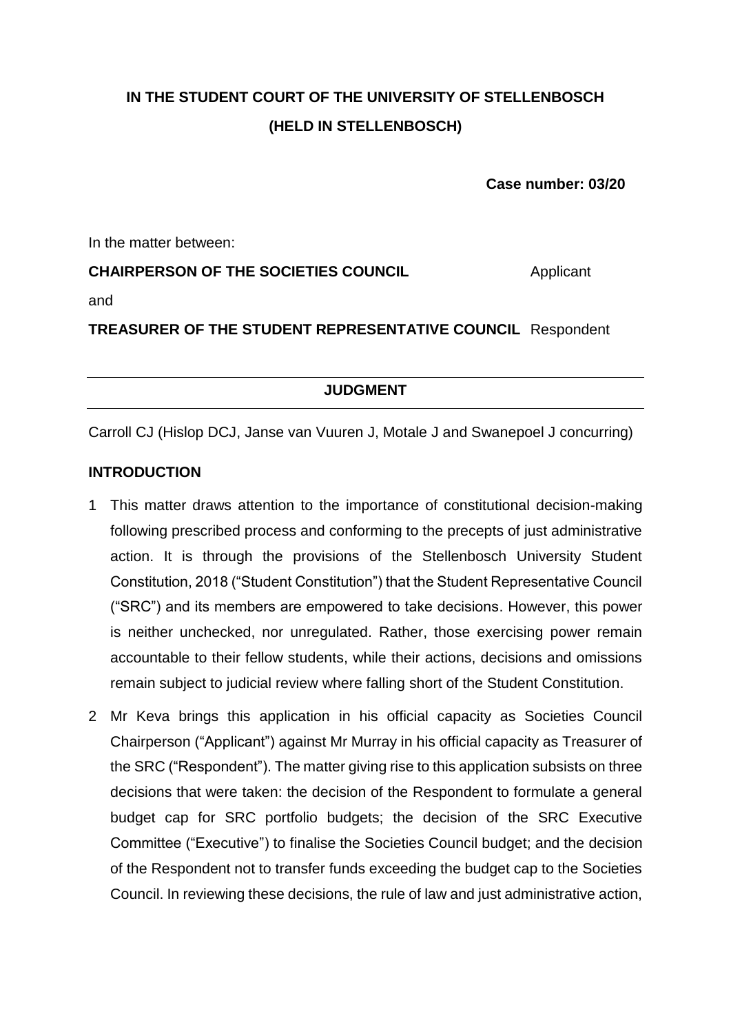**IN THE STUDENT COURT OF THE UNIVERSITY OF STELLENBOSCH**

**(HELD IN STELLENBOSCH)**

**Case number: 03/20**

In the matter between:

**CHAIRPERSON OF THE SOCIETIES COUNCIL** Applicant

and

**TREASURER OF THE STUDENT REPRESENTATIVE COUNCIL** Respondent

---

**JUDGMENT**

---

Carroll CJ (Hislop DCJ, Janse van Vuuren J, Motale J and Swanepoel J concurring)

## INTRODUCTION

1 This matter draws attention to the importance of constitutional decision-making following prescribed process and conforming to the precepts of just administrative action. It is through the provisions of the Stellenbosch University Student Constitution, 2018 ("Student Constitution") that the Student Representative Council ("SRC") and its members are empowered to take decisions. However, this power is neither unchecked, nor unregulated. Rather, those exercising power remain accountable to their fellow students, while their actions, decisions and omissions remain subject to judicial review where falling short of the Student Constitution.

2 Mr Keva brings this application in his official capacity as Societies Council Chairperson ("Applicant") against Mr Murray in his official capacity as Treasurer of the SRC ("Respondent"). The matter giving rise to this application subsists on three decisions that were taken: the decision of the Respondent to formulate a general budget cap for SRC portfolio budgets; the decision of the SRC Executive Committee ("Executive") to finalise the Societies Council budget; and the decision of the Respondent not to transfer funds exceeding the budget cap to the Societies Council. In reviewing these decisions, the rule of law and just administrative action,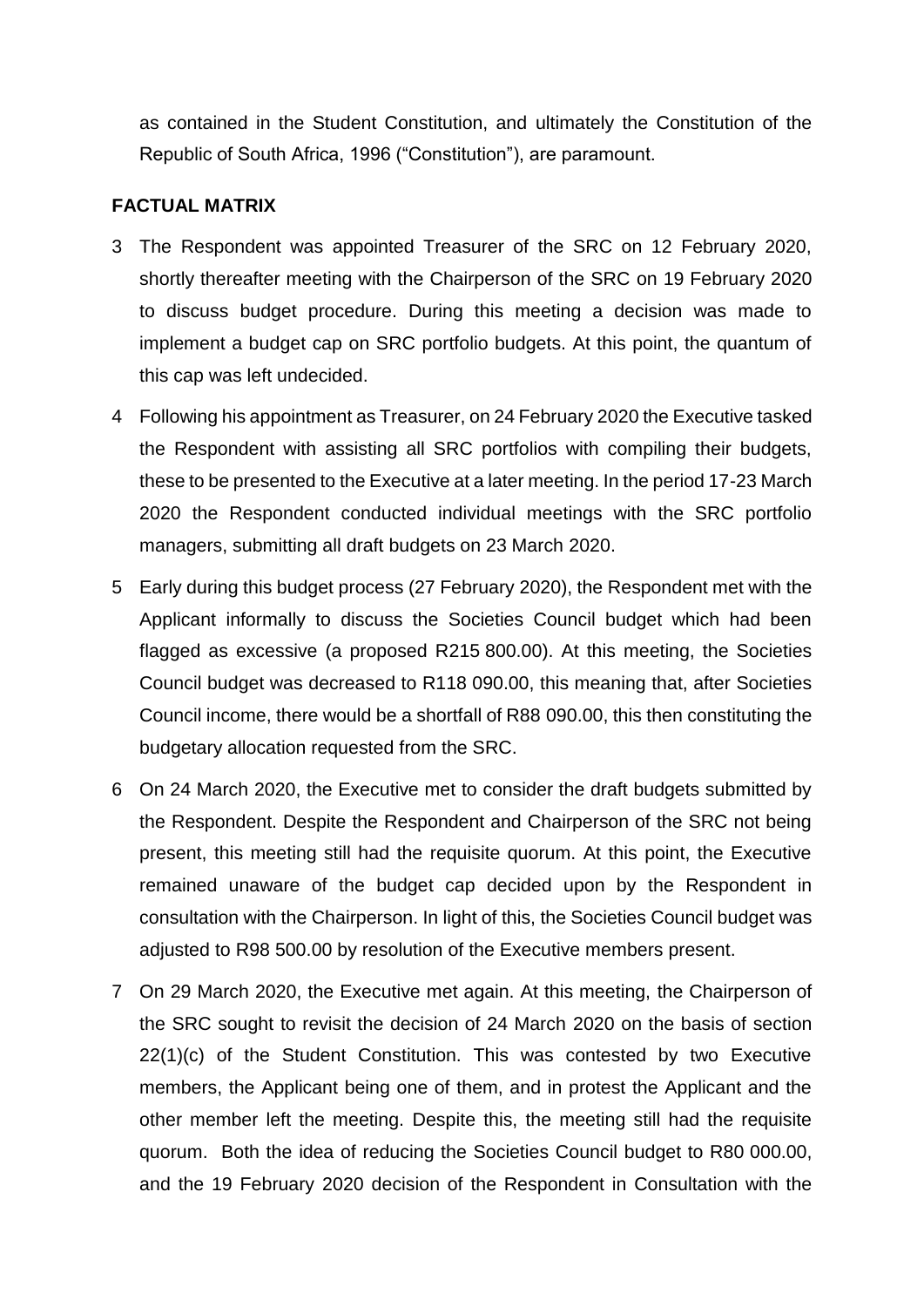as contained in the Student Constitution, and ultimately the Constitution of the Republic of South Africa, 1996 ("Constitution"), are paramount.

## FACTUAL MATRIX

3 The Respondent was appointed Treasurer of the SRC on 12 February 2020, shortly thereafter meeting with the Chairperson of the SRC on 19 February 2020 to discuss budget procedure. During this meeting a decision was made to implement a budget cap on SRC portfolio budgets. At this point, the quantum of this cap was left undecided.

4 Following his appointment as Treasurer, on 24 February 2020 the Executive tasked the Respondent with assisting all SRC portfolios with compiling their budgets, these to be presented to the Executive at a later meeting. In the period 17-23 March 2020 the Respondent conducted individual meetings with the SRC portfolio managers, submitting all draft budgets on 23 March 2020.

5 Early during this budget process (27 February 2020), the Respondent met with the Applicant informally to discuss the Societies Council budget which had been flagged as excessive (a proposed R215 800.00). At this meeting, the Societies Council budget was decreased to R118 090.00, this meaning that, after Societies Council income, there would be a shortfall of R88 090.00, this then constituting the budgetary allocation requested from the SRC.

6 On 24 March 2020, the Executive met to consider the draft budgets submitted by the Respondent. Despite the Respondent and Chairperson of the SRC not being present, this meeting still had the requisite quorum. At this point, the Executive remained unaware of the budget cap decided upon by the Respondent in consultation with the Chairperson. In light of this, the Societies Council budget was adjusted to R98 500.00 by resolution of the Executive members present.

7 On 29 March 2020, the Executive met again. At this meeting, the Chairperson of the SRC sought to revisit the decision of 24 March 2020 on the basis of section 22(1)(c) of the Student Constitution. This was contested by two Executive members, the Applicant being one of them, and in protest the Applicant and the other member left the meeting. Despite this, the meeting still had the requisite quorum. Both the idea of reducing the Societies Council budget to R80 000.00, and the 19 February 2020 decision of the Respondent in Consultation with the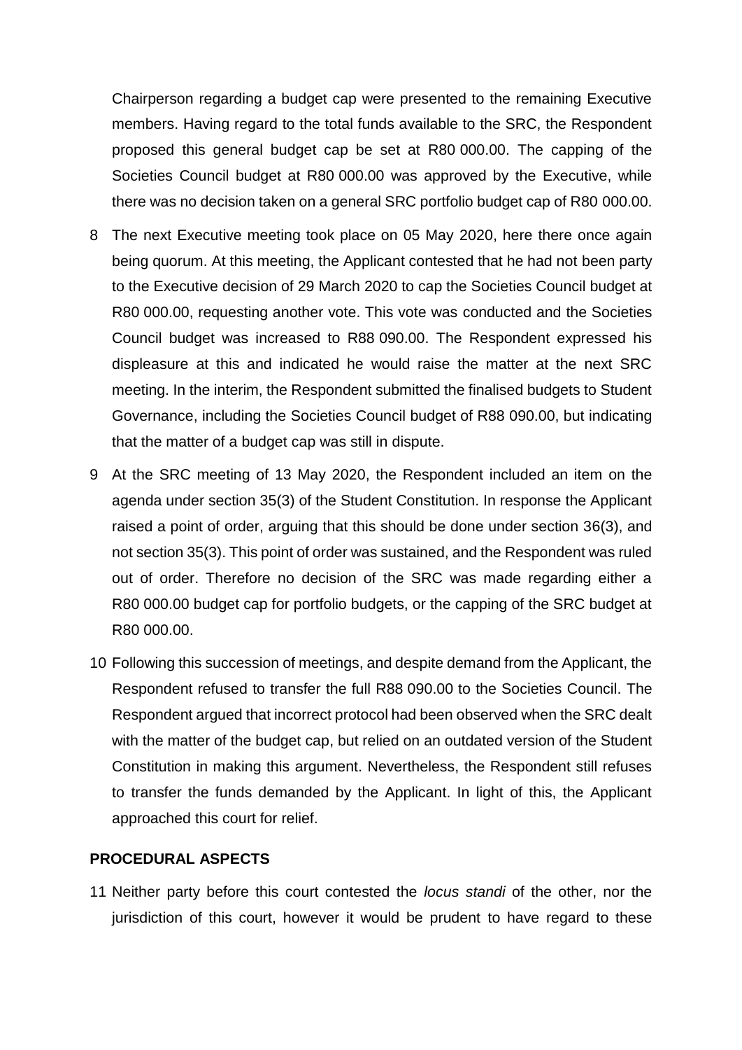Chairperson regarding a budget cap were presented to the remaining Executive members. Having regard to the total funds available to the SRC, the Respondent proposed this general budget cap be set at R80 000.00. The capping of the Societies Council budget at R80 000.00 was approved by the Executive, while there was no decision taken on a general SRC portfolio budget cap of R80 000.00.

8 The next Executive meeting took place on 05 May 2020, here there once again being quorum. At this meeting, the Applicant contested that he had not been party to the Executive decision of 29 March 2020 to cap the Societies Council budget at R80 000.00, requesting another vote. This vote was conducted and the Societies Council budget was increased to R88 090.00. The Respondent expressed his displeasure at this and indicated he would raise the matter at the next SRC meeting. In the interim, the Respondent submitted the finalised budgets to Student Governance, including the Societies Council budget of R88 090.00, but indicating that the matter of a budget cap was still in dispute.

9 At the SRC meeting of 13 May 2020, the Respondent included an item on the agenda under section 35(3) of the Student Constitution. In response the Applicant raised a point of order, arguing that this should be done under section 36(3), and not section 35(3). This point of order was sustained, and the Respondent was ruled out of order. Therefore no decision of the SRC was made regarding either a R80 000.00 budget cap for portfolio budgets, or the capping of the SRC budget at R80 000.00.

10 Following this succession of meetings, and despite demand from the Applicant, the Respondent refused to transfer the full R88 090.00 to the Societies Council. The Respondent argued that incorrect protocol had been observed when the SRC dealt with the matter of the budget cap, but relied on an outdated version of the Student Constitution in making this argument. Nevertheless, the Respondent still refuses to transfer the funds demanded by the Applicant. In light of this, the Applicant approached this court for relief.

**PROCEDURAL ASPECTS**

11 Neither party before this court contested the *locus standi* of the other, nor the jurisdiction of this court, however it would be prudent to have regard to these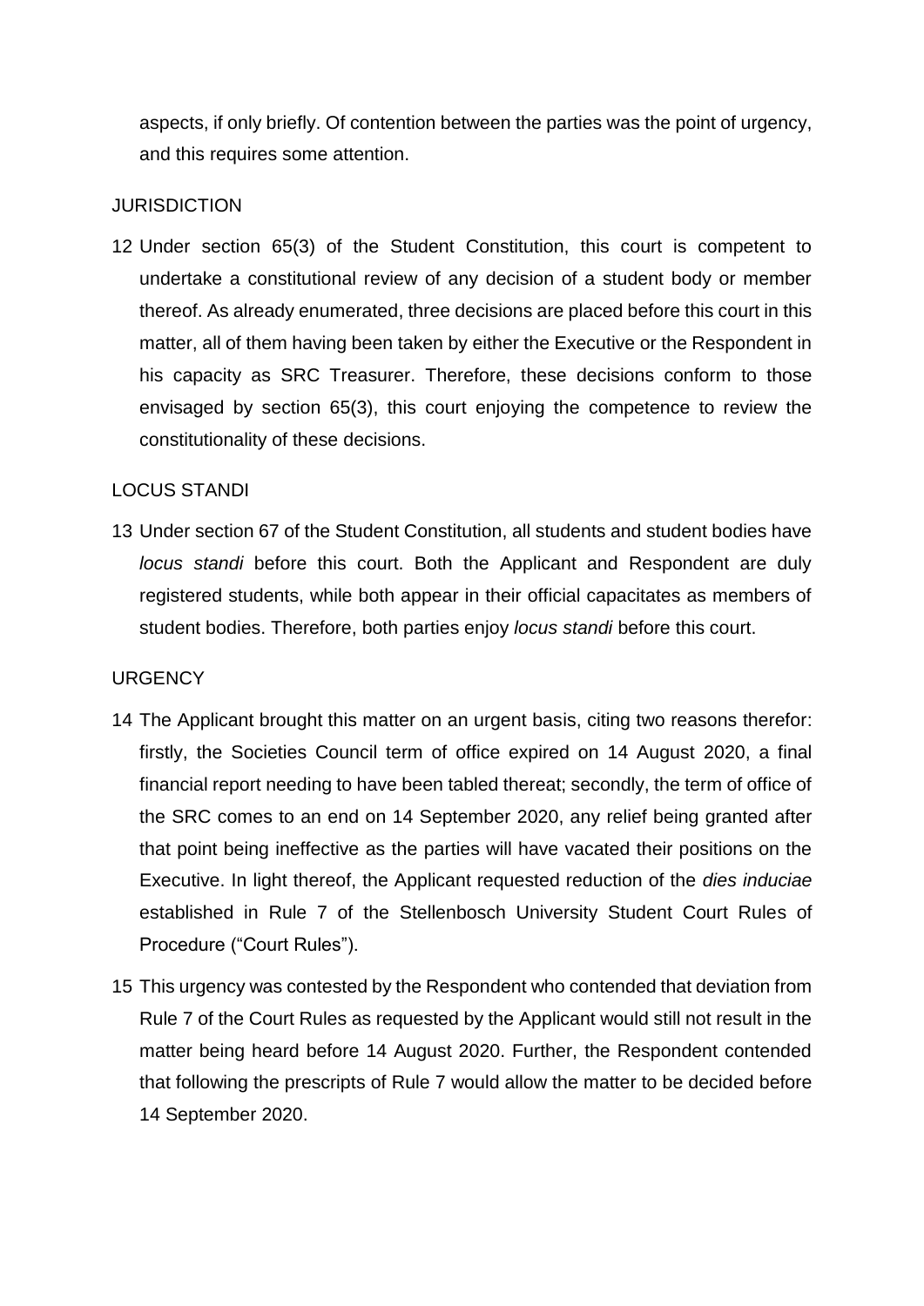aspects, if only briefly. Of contention between the parties was the point of urgency, and this requires some attention.

## JURISDICTION

12 Under section 65(3) of the Student Constitution, this court is competent to undertake a constitutional review of any decision of a student body or member thereof. As already enumerated, three decisions are placed before this court in this matter, all of them having been taken by either the Executive or the Respondent in his capacity as SRC Treasurer. Therefore, these decisions conform to those envisaged by section 65(3), this court enjoying the competence to review the constitutionality of these decisions.

## LOCUS STANDI

13 Under section 67 of the Student Constitution, all students and student bodies have *locus standi* before this court. Both the Applicant and Respondent are duly registered students, while both appear in their official capacitates as members of student bodies. Therefore, both parties enjoy *locus standi* before this court.

## URGENCY

14 The Applicant brought this matter on an urgent basis, citing two reasons therefor: firstly, the Societies Council term of office expired on 14 August 2020, a final financial report needing to have been tabled thereat; secondly, the term of office of the SRC comes to an end on 14 September 2020, any relief being granted after that point being ineffective as the parties will have vacated their positions on the Executive. In light thereof, the Applicant requested reduction of the *dies induciae* established in Rule 7 of the Stellenbosch University Student Court Rules of Procedure ("Court Rules").

15 This urgency was contested by the Respondent who contended that deviation from Rule 7 of the Court Rules as requested by the Applicant would still not result in the matter being heard before 14 August 2020. Further, the Respondent contended that following the prescripts of Rule 7 would allow the matter to be decided before 14 September 2020.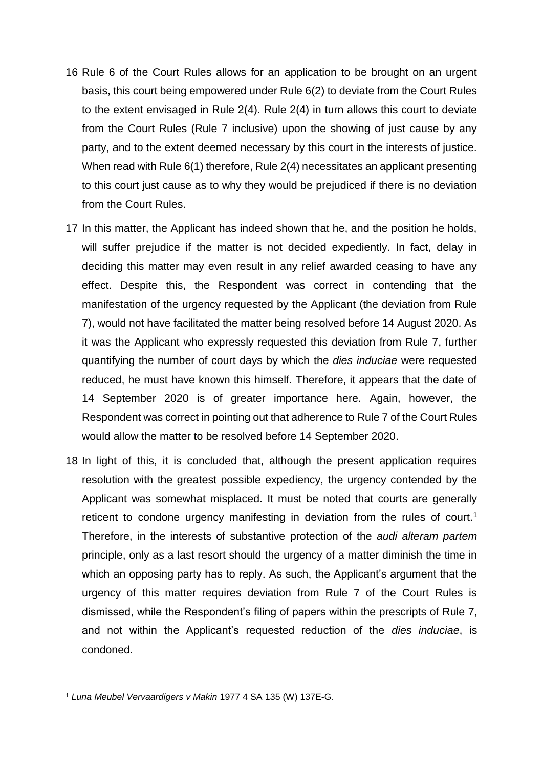16 Rule 6 of the Court Rules allows for an application to be brought on an urgent basis, this court being empowered under Rule 6(2) to deviate from the Court Rules to the extent envisaged in Rule 2(4). Rule 2(4) in turn allows this court to deviate from the Court Rules (Rule 7 inclusive) upon the showing of just cause by any party, and to the extent deemed necessary by this court in the interests of justice. When read with Rule 6(1) therefore, Rule 2(4) necessitates an applicant presenting to this court just cause as to why they would be prejudiced if there is no deviation from the Court Rules.

17 In this matter, the Applicant has indeed shown that he, and the position he holds, will suffer prejudice if the matter is not decided expediently. In fact, delay in deciding this matter may even result in any relief awarded ceasing to have any effect. Despite this, the Respondent was correct in contending that the manifestation of the urgency requested by the Applicant (the deviation from Rule 7), would not have facilitated the matter being resolved before 14 August 2020. As it was the Applicant who expressly requested this deviation from Rule 7, further quantifying the number of court days by which the *dies induciae* were requested reduced, he must have known this himself. Therefore, it appears that the date of 14 September 2020 is of greater importance here. Again, however, the Respondent was correct in pointing out that adherence to Rule 7 of the Court Rules would allow the matter to be resolved before 14 September 2020.

18 In light of this, it is concluded that, although the present application requires resolution with the greatest possible expediency, the urgency contended by the Applicant was somewhat misplaced. It must be noted that courts are generally reticent to condone urgency manifesting in deviation from the rules of court.[1] Therefore, in the interests of substantive protection of the *audi alteram partem* principle, only as a last resort should the urgency of a matter diminish the time in which an opposing party has to reply. As such, the Applicant's argument that the urgency of this matter requires deviation from Rule 7 of the Court Rules is dismissed, while the Respondent's filing of papers within the prescripts of Rule 7, and not within the Applicant's requested reduction of the *dies induciae*, is condoned.

---

[1] *Luna Meubel Vervaardigers v Makin* 1977 4 SA 135 (W) 137E-G.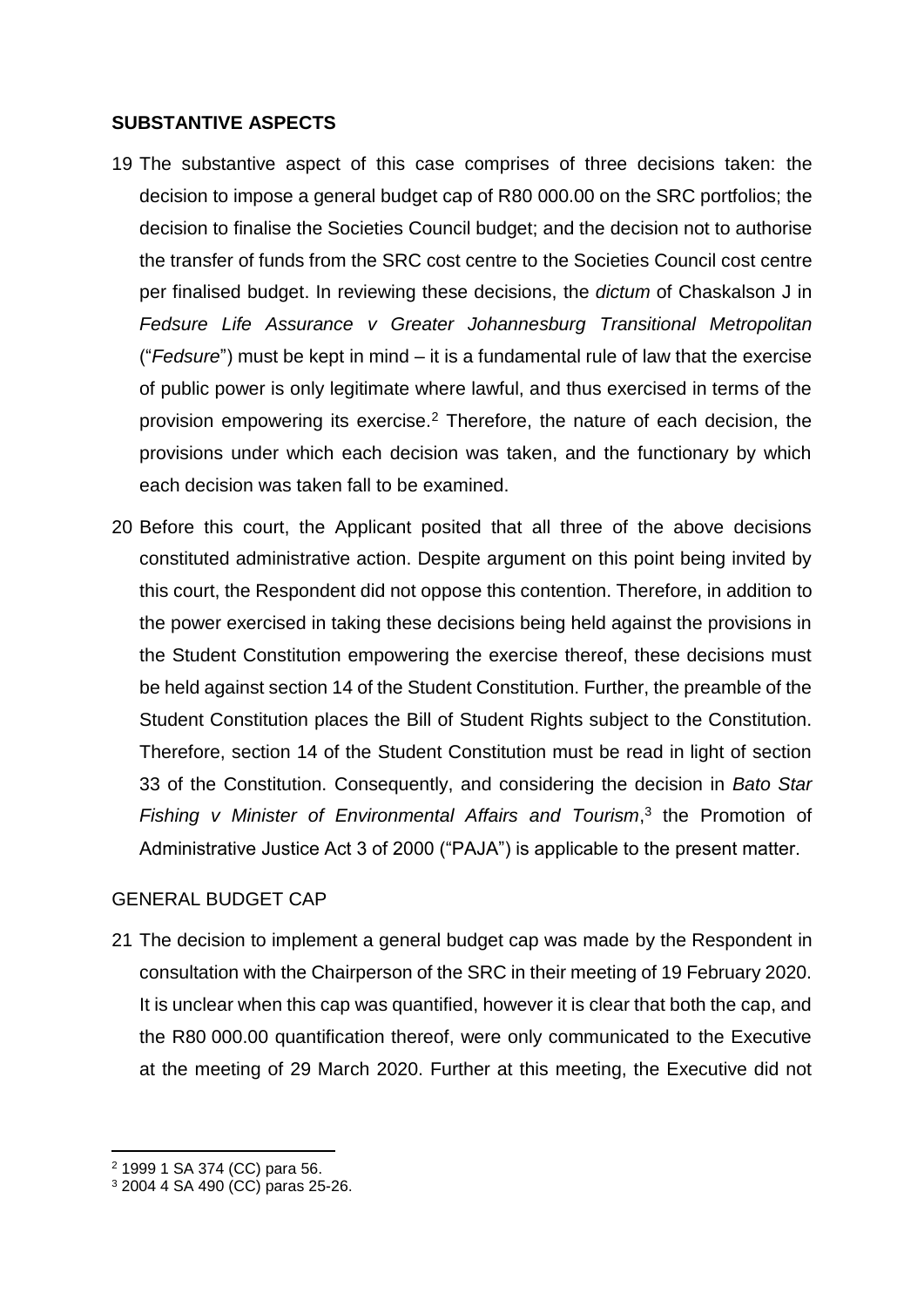## SUBSTANTIVE ASPECTS

19 The substantive aspect of this case comprises of three decisions taken: the decision to impose a general budget cap of R80 000.00 on the SRC portfolios; the decision to finalise the Societies Council budget; and the decision not to authorise the transfer of funds from the SRC cost centre to the Societies Council cost centre per finalised budget. In reviewing these decisions, the *dictum* of Chaskalson J in *Fedsure Life Assurance v Greater Johannesburg Transitional Metropolitan* ("*Fedsure*") must be kept in mind – it is a fundamental rule of law that the exercise of public power is only legitimate where lawful, and thus exercised in terms of the provision empowering its exercise.[2] Therefore, the nature of each decision, the provisions under which each decision was taken, and the functionary by which each decision was taken fall to be examined.

20 Before this court, the Applicant posited that all three of the above decisions constituted administrative action. Despite argument on this point being invited by this court, the Respondent did not oppose this contention. Therefore, in addition to the power exercised in taking these decisions being held against the provisions in the Student Constitution empowering the exercise thereof, these decisions must be held against section 14 of the Student Constitution. Further, the preamble of the Student Constitution places the Bill of Student Rights subject to the Constitution. Therefore, section 14 of the Student Constitution must be read in light of section 33 of the Constitution. Consequently, and considering the decision in *Bato Star Fishing v Minister of Environmental Affairs and Tourism*,[3] the Promotion of Administrative Justice Act 3 of 2000 ("PAJA") is applicable to the present matter.

### GENERAL BUDGET CAP

21 The decision to implement a general budget cap was made by the Respondent in consultation with the Chairperson of the SRC in their meeting of 19 February 2020. It is unclear when this cap was quantified, however it is clear that both the cap, and the R80 000.00 quantification thereof, were only communicated to the Executive at the meeting of 29 March 2020. Further at this meeting, the Executive did not

---

[2] 1999 1 SA 374 (CC) para 56.

[3] 2004 4 SA 490 (CC) paras 25-26.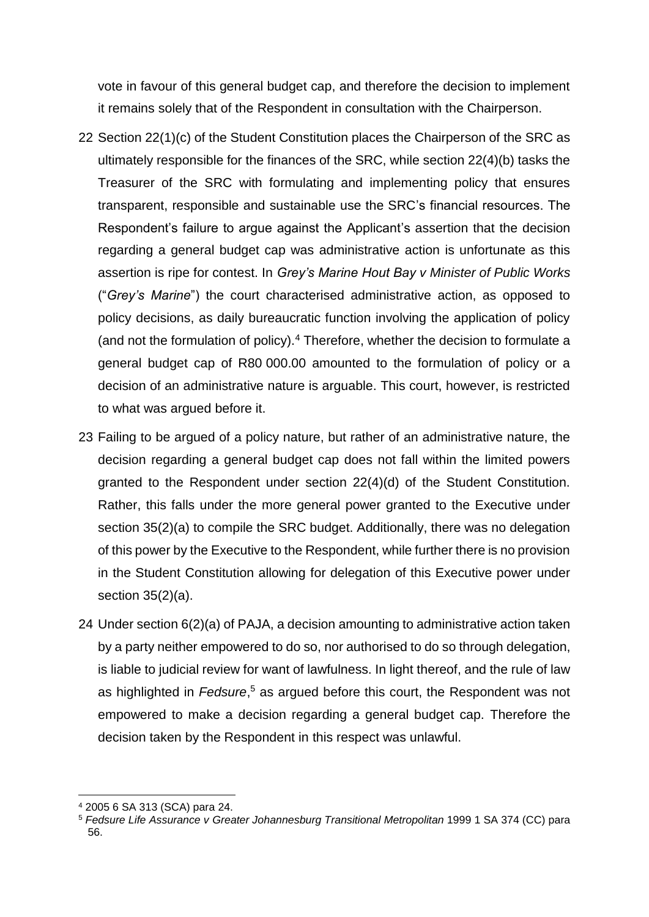vote in favour of this general budget cap, and therefore the decision to implement it remains solely that of the Respondent in consultation with the Chairperson.

22 Section 22(1)(c) of the Student Constitution places the Chairperson of the SRC as ultimately responsible for the finances of the SRC, while section 22(4)(b) tasks the Treasurer of the SRC with formulating and implementing policy that ensures transparent, responsible and sustainable use the SRC's financial resources. The Respondent's failure to argue against the Applicant's assertion that the decision regarding a general budget cap was administrative action is unfortunate as this assertion is ripe for contest. In *Grey's Marine Hout Bay v Minister of Public Works* ("*Grey's Marine*") the court characterised administrative action, as opposed to policy decisions, as daily bureaucratic function involving the application of policy (and not the formulation of policy).[4] Therefore, whether the decision to formulate a general budget cap of R80 000.00 amounted to the formulation of policy or a decision of an administrative nature is arguable. This court, however, is restricted to what was argued before it.

23 Failing to be argued of a policy nature, but rather of an administrative nature, the decision regarding a general budget cap does not fall within the limited powers granted to the Respondent under section 22(4)(d) of the Student Constitution. Rather, this falls under the more general power granted to the Executive under section 35(2)(a) to compile the SRC budget. Additionally, there was no delegation of this power by the Executive to the Respondent, while further there is no provision in the Student Constitution allowing for delegation of this Executive power under section 35(2)(a).

24 Under section 6(2)(a) of PAJA, a decision amounting to administrative action taken by a party neither empowered to do so, nor authorised to do so through delegation, is liable to judicial review for want of lawfulness. In light thereof, and the rule of law as highlighted in *Fedsure*,[5] as argued before this court, the Respondent was not empowered to make a decision regarding a general budget cap. Therefore the decision taken by the Respondent in this respect was unlawful.

---

[4] 2005 6 SA 313 (SCA) para 24.

[5] *Fedsure Life Assurance v Greater Johannesburg Transitional Metropolitan* 1999 1 SA 374 (CC) para 56.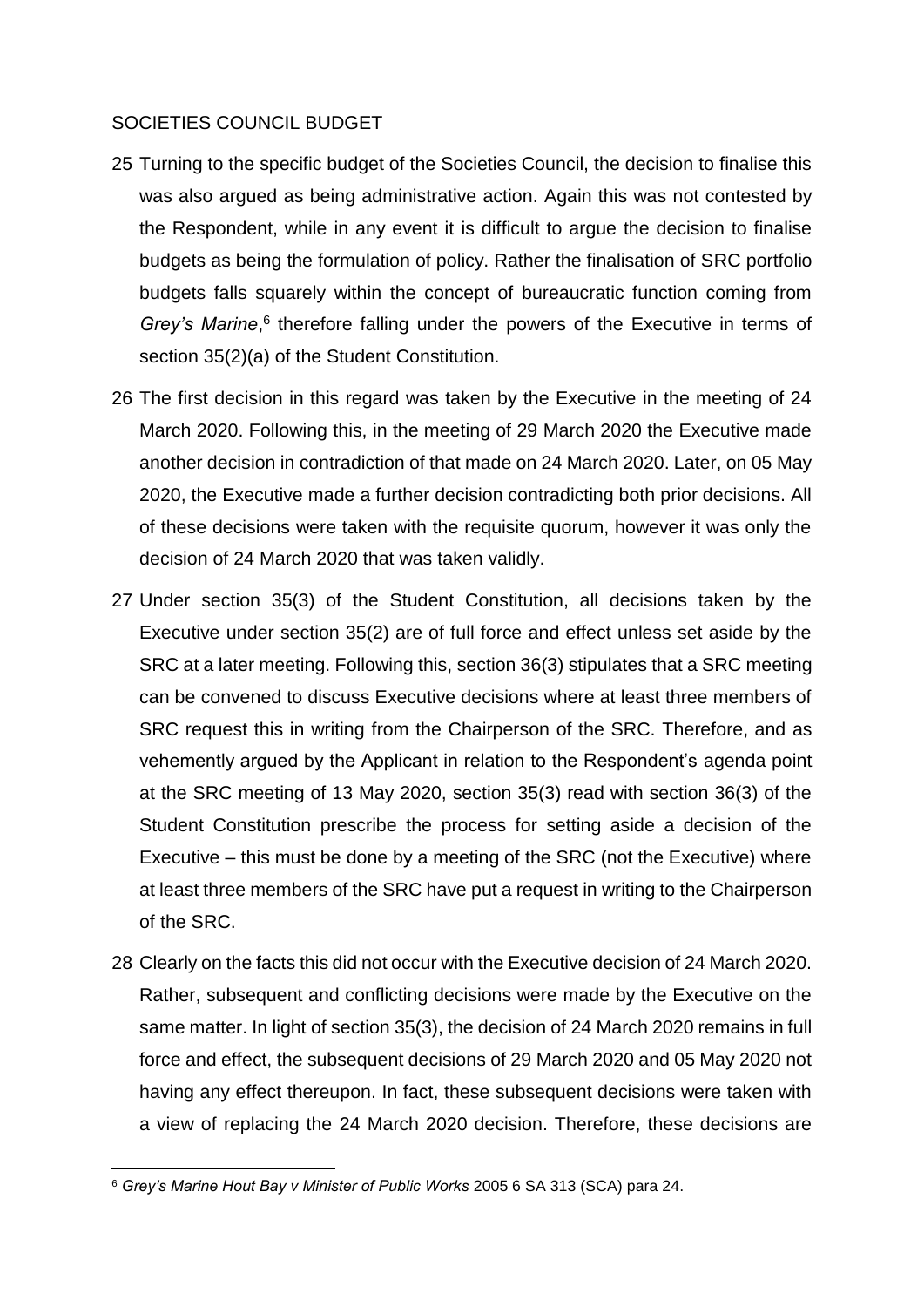SOCIETIES COUNCIL BUDGET

25 Turning to the specific budget of the Societies Council, the decision to finalise this was also argued as being administrative action. Again this was not contested by the Respondent, while in any event it is difficult to argue the decision to finalise budgets as being the formulation of policy. Rather the finalisation of SRC portfolio budgets falls squarely within the concept of bureaucratic function coming from *Grey's Marine*,[6] therefore falling under the powers of the Executive in terms of section 35(2)(a) of the Student Constitution.

26 The first decision in this regard was taken by the Executive in the meeting of 24 March 2020. Following this, in the meeting of 29 March 2020 the Executive made another decision in contradiction of that made on 24 March 2020. Later, on 05 May 2020, the Executive made a further decision contradicting both prior decisions. All of these decisions were taken with the requisite quorum, however it was only the decision of 24 March 2020 that was taken validly.

27 Under section 35(3) of the Student Constitution, all decisions taken by the Executive under section 35(2) are of full force and effect unless set aside by the SRC at a later meeting. Following this, section 36(3) stipulates that a SRC meeting can be convened to discuss Executive decisions where at least three members of SRC request this in writing from the Chairperson of the SRC. Therefore, and as vehemently argued by the Applicant in relation to the Respondent's agenda point at the SRC meeting of 13 May 2020, section 35(3) read with section 36(3) of the Student Constitution prescribe the process for setting aside a decision of the Executive – this must be done by a meeting of the SRC (not the Executive) where at least three members of the SRC have put a request in writing to the Chairperson of the SRC.

28 Clearly on the facts this did not occur with the Executive decision of 24 March 2020. Rather, subsequent and conflicting decisions were made by the Executive on the same matter. In light of section 35(3), the decision of 24 March 2020 remains in full force and effect, the subsequent decisions of 29 March 2020 and 05 May 2020 not having any effect thereupon. In fact, these subsequent decisions were taken with a view of replacing the 24 March 2020 decision. Therefore, these decisions are

[6] *Grey's Marine Hout Bay v Minister of Public Works* 2005 6 SA 313 (SCA) para 24.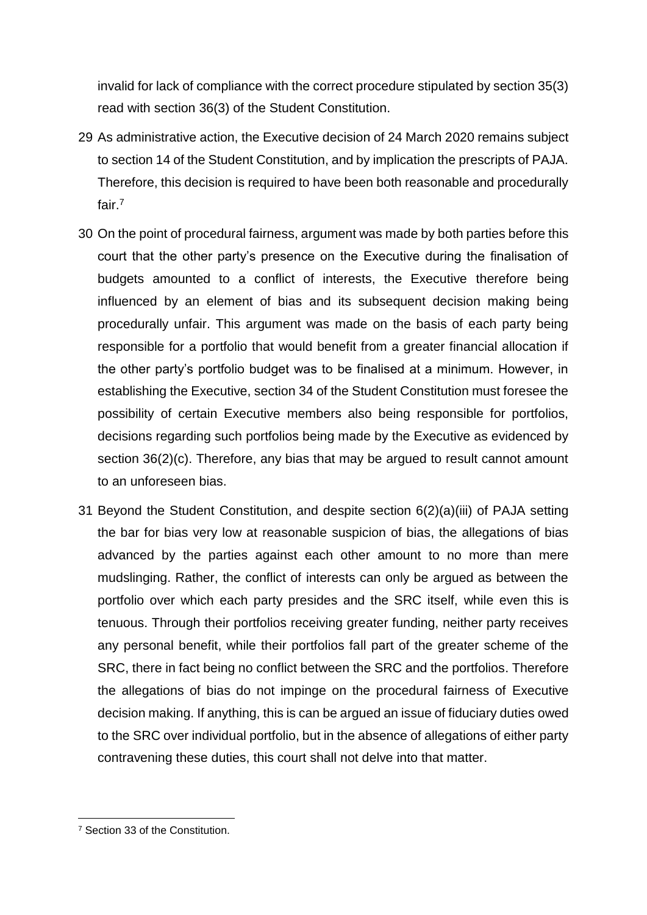invalid for lack of compliance with the correct procedure stipulated by section 35(3) read with section 36(3) of the Student Constitution.

29 As administrative action, the Executive decision of 24 March 2020 remains subject to section 14 of the Student Constitution, and by implication the prescripts of PAJA. Therefore, this decision is required to have been both reasonable and procedurally fair.[7]

30 On the point of procedural fairness, argument was made by both parties before this court that the other party's presence on the Executive during the finalisation of budgets amounted to a conflict of interests, the Executive therefore being influenced by an element of bias and its subsequent decision making being procedurally unfair. This argument was made on the basis of each party being responsible for a portfolio that would benefit from a greater financial allocation if the other party's portfolio budget was to be finalised at a minimum. However, in establishing the Executive, section 34 of the Student Constitution must foresee the possibility of certain Executive members also being responsible for portfolios, decisions regarding such portfolios being made by the Executive as evidenced by section 36(2)(c). Therefore, any bias that may be argued to result cannot amount to an unforeseen bias.

31 Beyond the Student Constitution, and despite section 6(2)(a)(iii) of PAJA setting the bar for bias very low at reasonable suspicion of bias, the allegations of bias advanced by the parties against each other amount to no more than mere mudslinging. Rather, the conflict of interests can only be argued as between the portfolio over which each party presides and the SRC itself, while even this is tenuous. Through their portfolios receiving greater funding, neither party receives any personal benefit, while their portfolios fall part of the greater scheme of the SRC, there in fact being no conflict between the SRC and the portfolios. Therefore the allegations of bias do not impinge on the procedural fairness of Executive decision making. If anything, this is can be argued an issue of fiduciary duties owed to the SRC over individual portfolio, but in the absence of allegations of either party contravening these duties, this court shall not delve into that matter.

[7] Section 33 of the Constitution.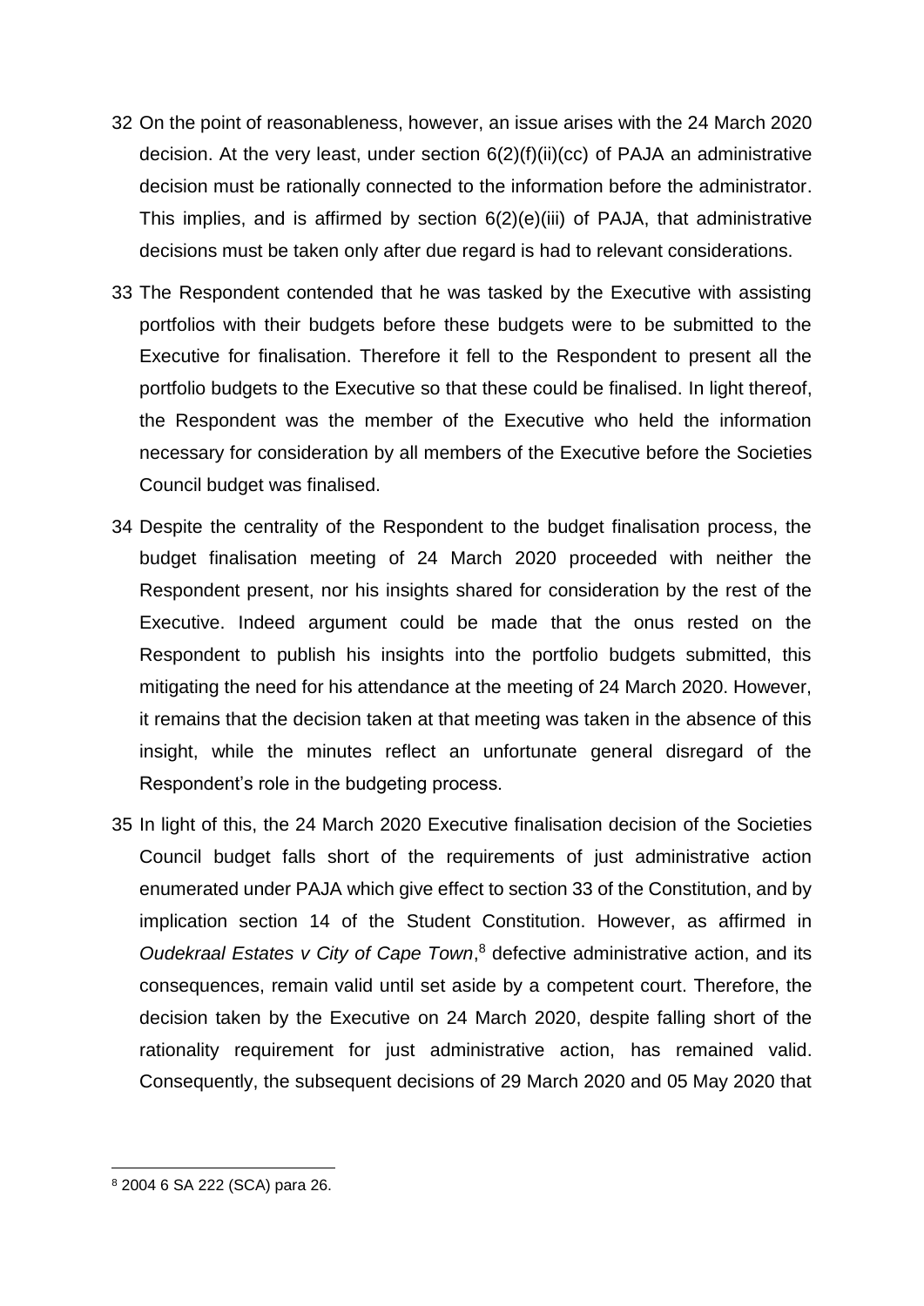32 On the point of reasonableness, however, an issue arises with the 24 March 2020 decision. At the very least, under section 6(2)(f)(ii)(cc) of PAJA an administrative decision must be rationally connected to the information before the administrator. This implies, and is affirmed by section 6(2)(e)(iii) of PAJA, that administrative decisions must be taken only after due regard is had to relevant considerations.

33 The Respondent contended that he was tasked by the Executive with assisting portfolios with their budgets before these budgets were to be submitted to the Executive for finalisation. Therefore it fell to the Respondent to present all the portfolio budgets to the Executive so that these could be finalised. In light thereof, the Respondent was the member of the Executive who held the information necessary for consideration by all members of the Executive before the Societies Council budget was finalised.

34 Despite the centrality of the Respondent to the budget finalisation process, the budget finalisation meeting of 24 March 2020 proceeded with neither the Respondent present, nor his insights shared for consideration by the rest of the Executive. Indeed argument could be made that the onus rested on the Respondent to publish his insights into the portfolio budgets submitted, this mitigating the need for his attendance at the meeting of 24 March 2020. However, it remains that the decision taken at that meeting was taken in the absence of this insight, while the minutes reflect an unfortunate general disregard of the Respondent's role in the budgeting process.

35 In light of this, the 24 March 2020 Executive finalisation decision of the Societies Council budget falls short of the requirements of just administrative action enumerated under PAJA which give effect to section 33 of the Constitution, and by implication section 14 of the Student Constitution. However, as affirmed in *Oudekraal Estates v City of Cape Town*,[8] defective administrative action, and its consequences, remain valid until set aside by a competent court. Therefore, the decision taken by the Executive on 24 March 2020, despite falling short of the rationality requirement for just administrative action, has remained valid. Consequently, the subsequent decisions of 29 March 2020 and 05 May 2020 that

---

[8] 2004 6 SA 222 (SCA) para 26.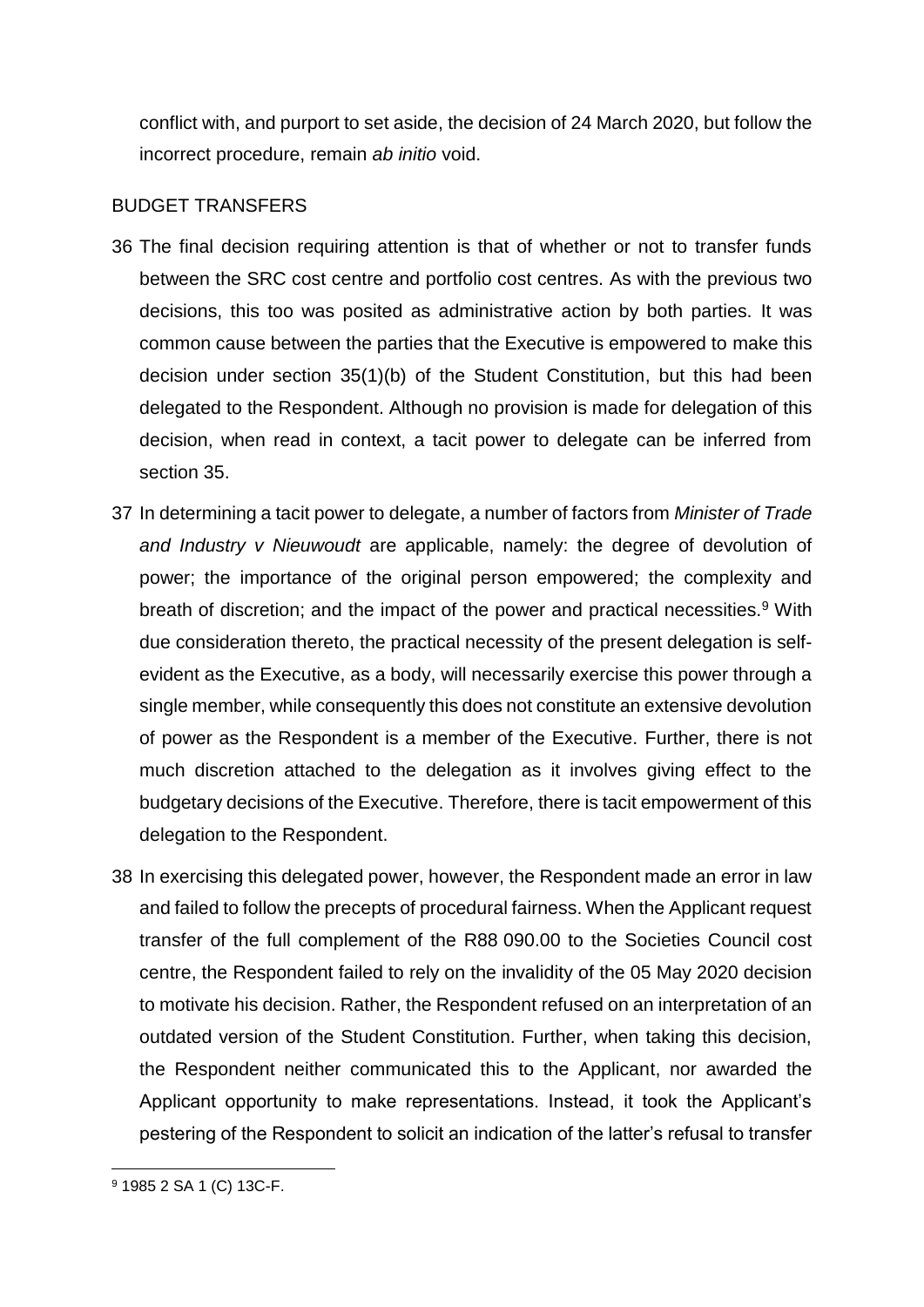conflict with, and purport to set aside, the decision of 24 March 2020, but follow the incorrect procedure, remain *ab initio* void.

## BUDGET TRANSFERS

36 The final decision requiring attention is that of whether or not to transfer funds between the SRC cost centre and portfolio cost centres. As with the previous two decisions, this too was posited as administrative action by both parties. It was common cause between the parties that the Executive is empowered to make this decision under section 35(1)(b) of the Student Constitution, but this had been delegated to the Respondent. Although no provision is made for delegation of this decision, when read in context, a tacit power to delegate can be inferred from section 35.

37 In determining a tacit power to delegate, a number of factors from *Minister of Trade and Industry v Nieuwoudt* are applicable, namely: the degree of devolution of power; the importance of the original person empowered; the complexity and breath of discretion; and the impact of the power and practical necessities.[9] With due consideration thereto, the practical necessity of the present delegation is self-evident as the Executive, as a body, will necessarily exercise this power through a single member, while consequently this does not constitute an extensive devolution of power as the Respondent is a member of the Executive. Further, there is not much discretion attached to the delegation as it involves giving effect to the budgetary decisions of the Executive. Therefore, there is tacit empowerment of this delegation to the Respondent.

38 In exercising this delegated power, however, the Respondent made an error in law and failed to follow the precepts of procedural fairness. When the Applicant request transfer of the full complement of the R88 090.00 to the Societies Council cost centre, the Respondent failed to rely on the invalidity of the 05 May 2020 decision to motivate his decision. Rather, the Respondent refused on an interpretation of an outdated version of the Student Constitution. Further, when taking this decision, the Respondent neither communicated this to the Applicant, nor awarded the Applicant opportunity to make representations. Instead, it took the Applicant's pestering of the Respondent to solicit an indication of the latter's refusal to transfer

---

[9] 1985 2 SA 1 (C) 13C-F.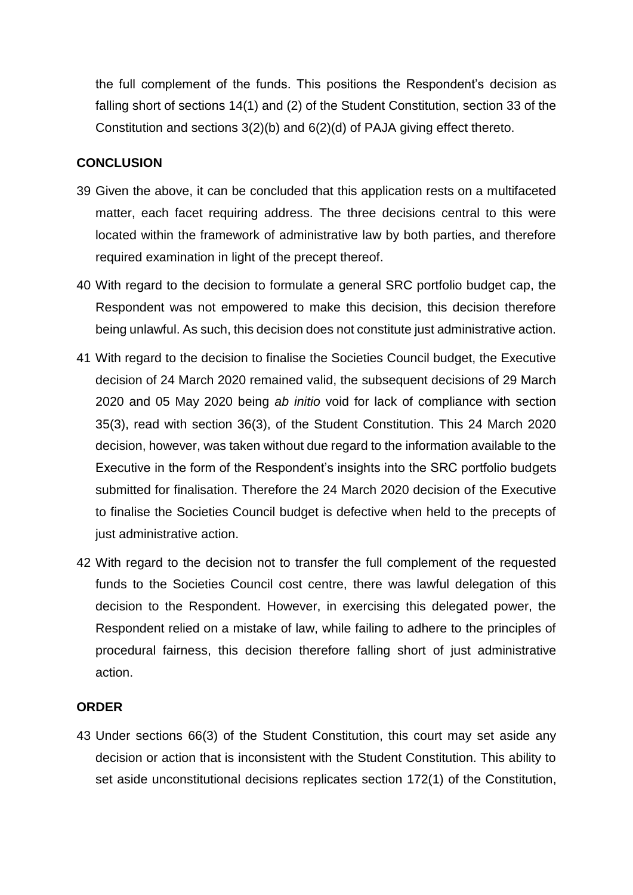the full complement of the funds. This positions the Respondent's decision as falling short of sections 14(1) and (2) of the Student Constitution, section 33 of the Constitution and sections 3(2)(b) and 6(2)(d) of PAJA giving effect thereto.

## CONCLUSION

39 Given the above, it can be concluded that this application rests on a multifaceted matter, each facet requiring address. The three decisions central to this were located within the framework of administrative law by both parties, and therefore required examination in light of the precept thereof.

40 With regard to the decision to formulate a general SRC portfolio budget cap, the Respondent was not empowered to make this decision, this decision therefore being unlawful. As such, this decision does not constitute just administrative action.

41 With regard to the decision to finalise the Societies Council budget, the Executive decision of 24 March 2020 remained valid, the subsequent decisions of 29 March 2020 and 05 May 2020 being *ab initio* void for lack of compliance with section 35(3), read with section 36(3), of the Student Constitution. This 24 March 2020 decision, however, was taken without due regard to the information available to the Executive in the form of the Respondent's insights into the SRC portfolio budgets submitted for finalisation. Therefore the 24 March 2020 decision of the Executive to finalise the Societies Council budget is defective when held to the precepts of just administrative action.

42 With regard to the decision not to transfer the full complement of the requested funds to the Societies Council cost centre, there was lawful delegation of this decision to the Respondent. However, in exercising this delegated power, the Respondent relied on a mistake of law, while failing to adhere to the principles of procedural fairness, this decision therefore falling short of just administrative action.

## ORDER

43 Under sections 66(3) of the Student Constitution, this court may set aside any decision or action that is inconsistent with the Student Constitution. This ability to set aside unconstitutional decisions replicates section 172(1) of the Constitution,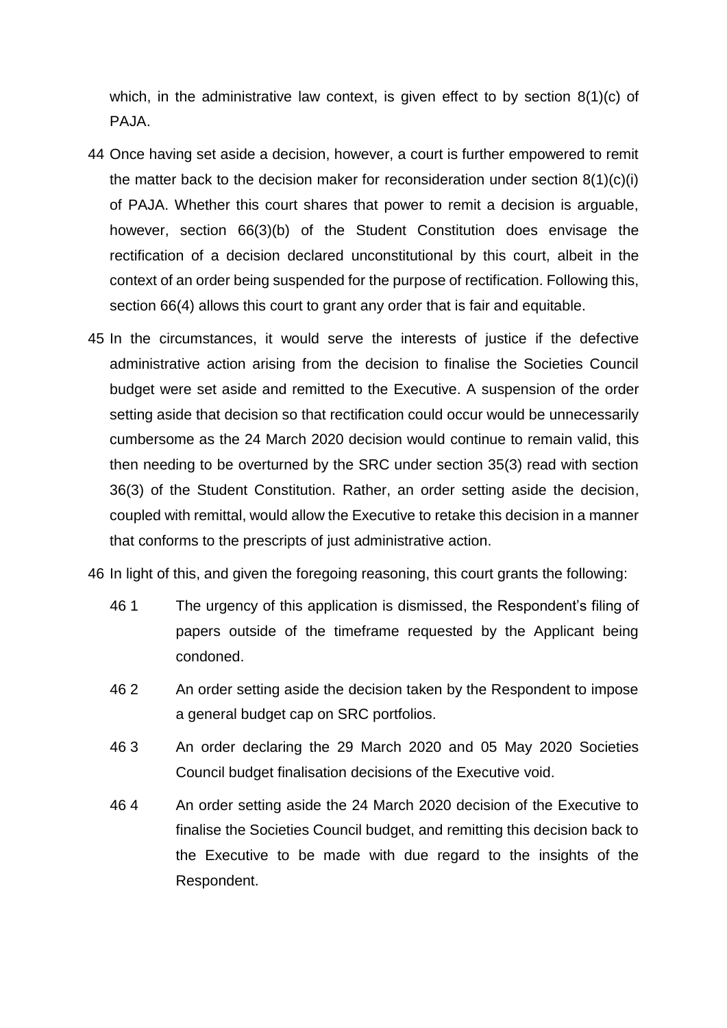which, in the administrative law context, is given effect to by section 8(1)(c) of PAJA.

44 Once having set aside a decision, however, a court is further empowered to remit the matter back to the decision maker for reconsideration under section 8(1)(c)(i) of PAJA. Whether this court shares that power to remit a decision is arguable, however, section 66(3)(b) of the Student Constitution does envisage the rectification of a decision declared unconstitutional by this court, albeit in the context of an order being suspended for the purpose of rectification. Following this, section 66(4) allows this court to grant any order that is fair and equitable.

45 In the circumstances, it would serve the interests of justice if the defective administrative action arising from the decision to finalise the Societies Council budget were set aside and remitted to the Executive. A suspension of the order setting aside that decision so that rectification could occur would be unnecessarily cumbersome as the 24 March 2020 decision would continue to remain valid, this then needing to be overturned by the SRC under section 35(3) read with section 36(3) of the Student Constitution. Rather, an order setting aside the decision, coupled with remittal, would allow the Executive to retake this decision in a manner that conforms to the prescripts of just administrative action.

46 In light of this, and given the foregoing reasoning, this court grants the following:

46 1 The urgency of this application is dismissed, the Respondent's filing of papers outside of the timeframe requested by the Applicant being condoned.

46 2 An order setting aside the decision taken by the Respondent to impose a general budget cap on SRC portfolios.

46 3 An order declaring the 29 March 2020 and 05 May 2020 Societies Council budget finalisation decisions of the Executive void.

46 4 An order setting aside the 24 March 2020 decision of the Executive to finalise the Societies Council budget, and remitting this decision back to the Executive to be made with due regard to the insights of the Respondent.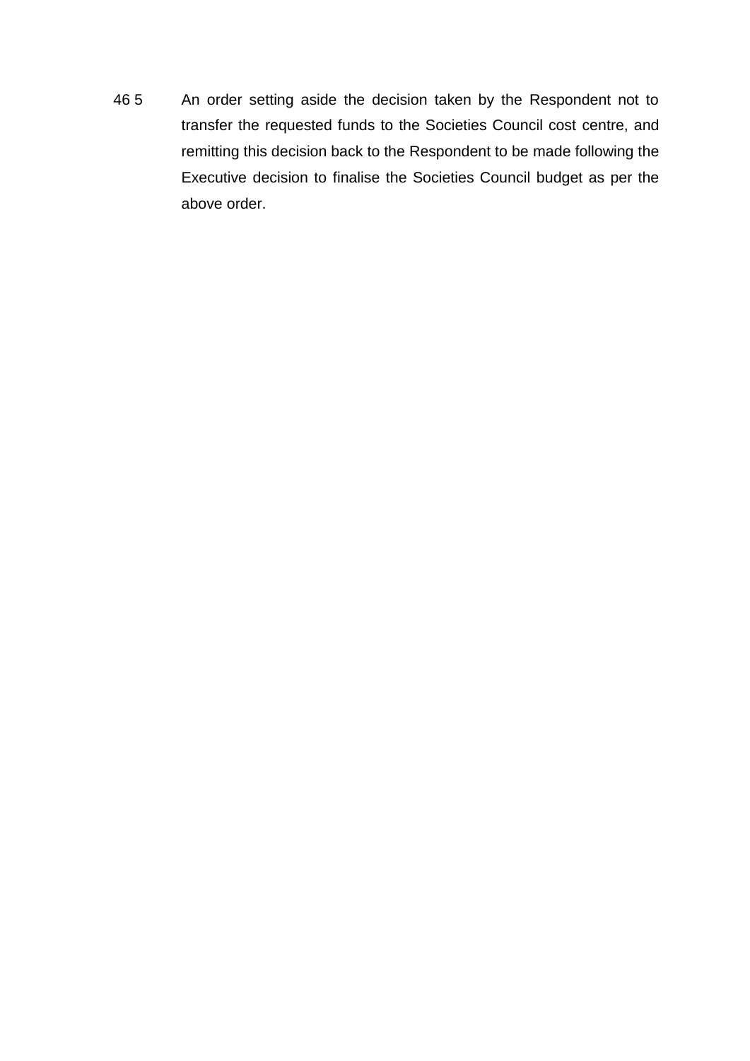46 5 An order setting aside the decision taken by the Respondent not to transfer the requested funds to the Societies Council cost centre, and remitting this decision back to the Respondent to be made following the Executive decision to finalise the Societies Council budget as per the above order.